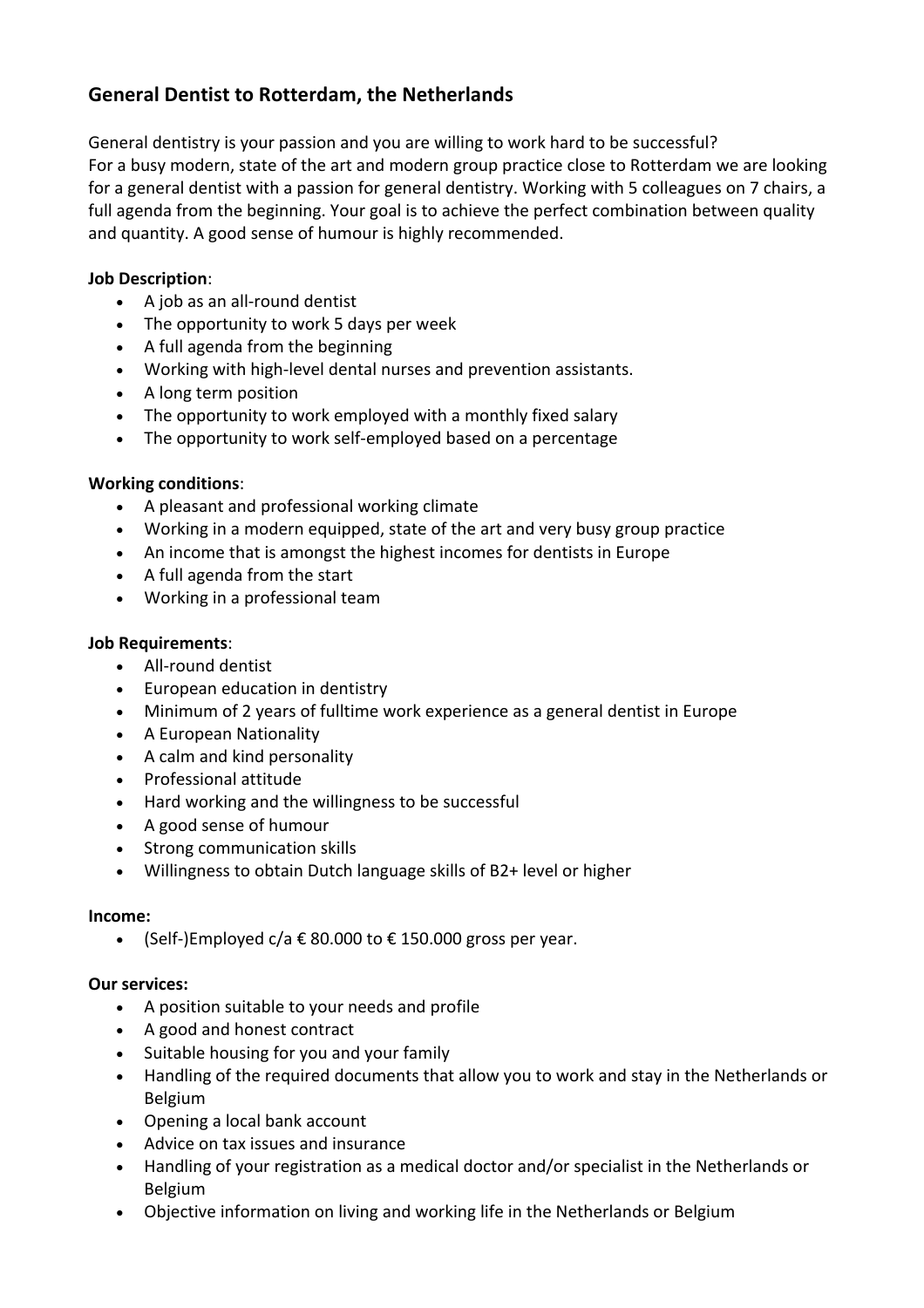## General Dentist to Rotterdam, the Netherlands

General dentistry is your passion and you are willing to work hard to be successful?
For a busy modern, state of the art and modern group practice close to Rotterdam we are looking for a general dentist with a passion for general dentistry. Working with 5 colleagues on 7 chairs, a full agenda from the beginning. Your goal is to achieve the perfect combination between quality and quantity. A good sense of humour is highly recommended.

**Job Description**:

- A job as an all-round dentist
- The opportunity to work 5 days per week
- A full agenda from the beginning
- Working with high-level dental nurses and prevention assistants.
- A long term position
- The opportunity to work employed with a monthly fixed salary
- The opportunity to work self-employed based on a percentage

**Working conditions**:

- A pleasant and professional working climate
- Working in a modern equipped, state of the art and very busy group practice
- An income that is amongst the highest incomes for dentists in Europe
- A full agenda from the start
- Working in a professional team

**Job Requirements**:

- All-round dentist
- European education in dentistry
- Minimum of 2 years of fulltime work experience as a general dentist in Europe
- A European Nationality
- A calm and kind personality
- Professional attitude
- Hard working and the willingness to be successful
- A good sense of humour
- Strong communication skills
- Willingness to obtain Dutch language skills of B2+ level or higher

**Income:**

- (Self-)Employed c/a € 80.000 to € 150.000 gross per year.

**Our services:**

- A position suitable to your needs and profile
- A good and honest contract
- Suitable housing for you and your family
- Handling of the required documents that allow you to work and stay in the Netherlands or Belgium
- Opening a local bank account
- Advice on tax issues and insurance
- Handling of your registration as a medical doctor and/or specialist in the Netherlands or Belgium
- Objective information on living and working life in the Netherlands or Belgium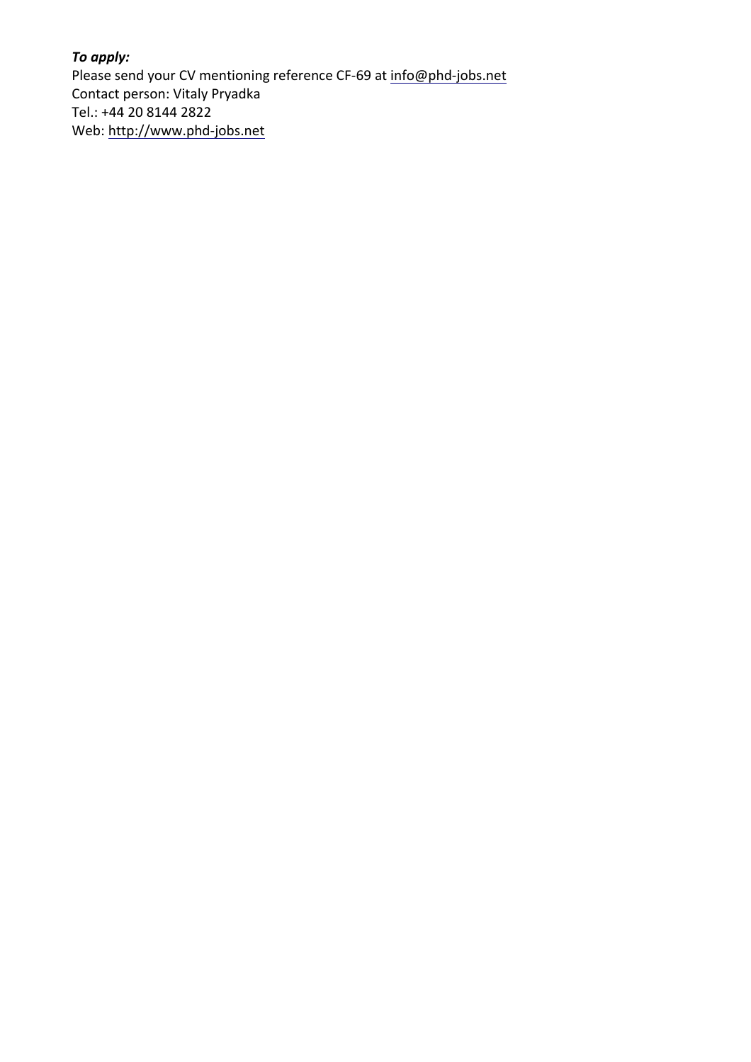***To apply:***
Please send your CV mentioning reference CF-69 at info@phd-jobs.net
Contact person: Vitaly Pryadka
Tel.: +44 20 8144 2822
Web: http://www.phd-jobs.net